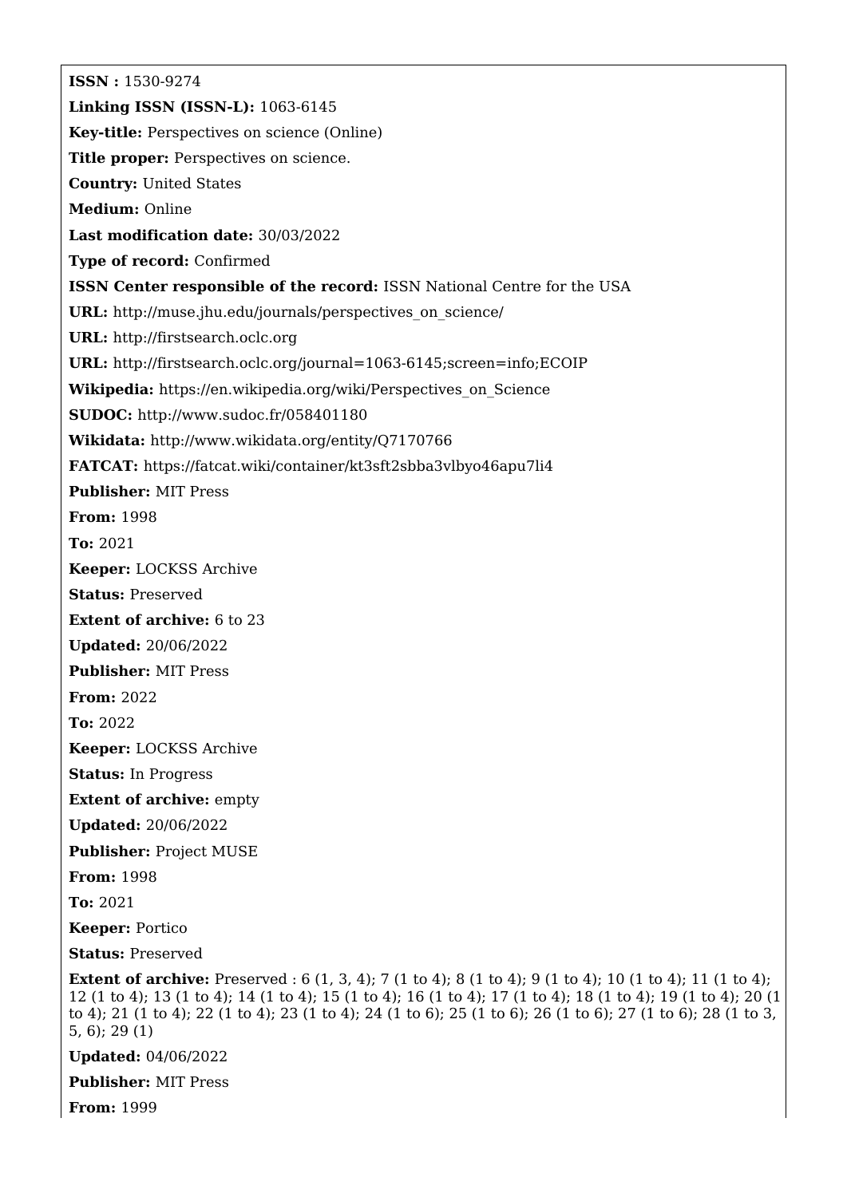**ISSN :** 1530-9274

**Linking ISSN (ISSN-L):** 1063-6145

**Key-title:** Perspectives on science (Online)

**Title proper:** Perspectives on science.

**Country:** United States

**Medium:** Online

**Last modification date:** 30/03/2022

**Type of record:** Confirmed

**ISSN Center responsible of the record:** ISSN National Centre for the USA

**URL:** http://muse.jhu.edu/journals/perspectives_on_science/

**URL:** http://firstsearch.oclc.org

**URL:** http://firstsearch.oclc.org/journal=1063-6145;screen=info;ECOIP

**Wikipedia:** https://en.wikipedia.org/wiki/Perspectives_on_Science

**SUDOC:** http://www.sudoc.fr/058401180

**Wikidata:** http://www.wikidata.org/entity/Q7170766

**FATCAT:** https://fatcat.wiki/container/kt3sft2sbba3vlbyo46apu7li4

**Publisher:** MIT Press

**From:** 1998

**To:** 2021

**Keeper:** LOCKSS Archive

**Status:** Preserved

**Extent of archive:** 6 to 23

**Updated:** 20/06/2022

**Publisher:** MIT Press

**From:** 2022

**To:** 2022

**Keeper:** LOCKSS Archive

**Status:** In Progress

**Extent of archive:** empty

**Updated:** 20/06/2022

**Publisher:** Project MUSE

**From:** 1998

**To:** 2021

**Keeper:** Portico

**Status:** Preserved

**Extent of archive:** Preserved : 6 (1, 3, 4); 7 (1 to 4); 8 (1 to 4); 9 (1 to 4); 10 (1 to 4); 11 (1 to 4); 12 (1 to 4); 13 (1 to 4); 14 (1 to 4); 15 (1 to 4); 16 (1 to 4); 17 (1 to 4); 18 (1 to 4); 19 (1 to 4); 20 (1 to 4); 21 (1 to 4); 22 (1 to 4); 23 (1 to 4); 24 (1 to 6); 25 (1 to 6); 26 (1 to 6); 27 (1 to 6); 28 (1 to 3, 5, 6); 29 (1)

**Updated:** 04/06/2022

**Publisher:** MIT Press

**From:** 1999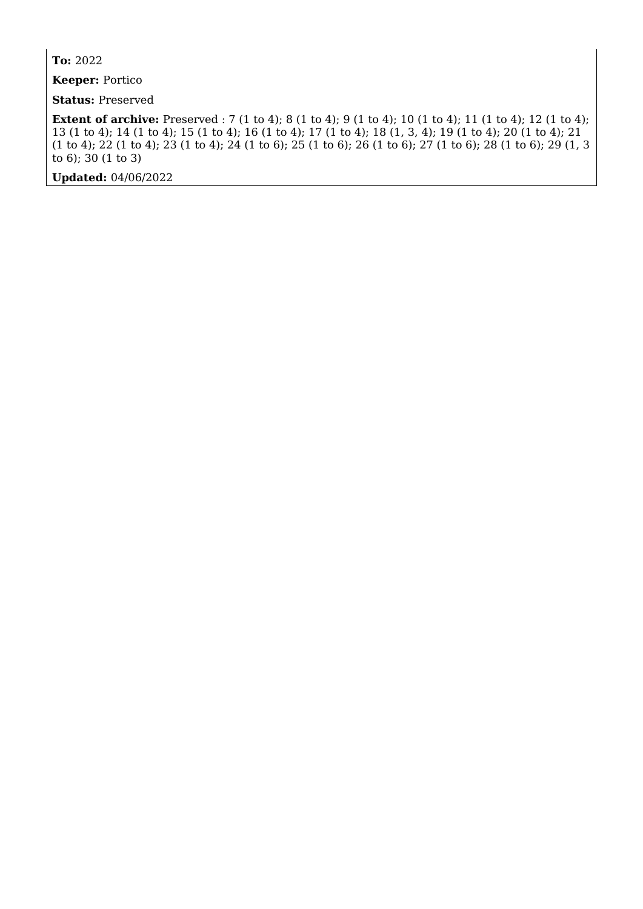**To:** 2022

**Keeper:** Portico

**Status:** Preserved

**Extent of archive:** Preserved : 7 (1 to 4); 8 (1 to 4); 9 (1 to 4); 10 (1 to 4); 11 (1 to 4); 12 (1 to 4); 13 (1 to 4); 14 (1 to 4); 15 (1 to 4); 16 (1 to 4); 17 (1 to 4); 18 (1, 3, 4); 19 (1 to 4); 20 (1 to 4); 21 (1 to 4); 22 (1 to 4); 23 (1 to 4); 24 (1 to 6); 25 (1 to 6); 26 (1 to 6); 27 (1 to 6); 28 (1 to 6); 29 (1, 3 to 6); 30 (1 to 3)

**Updated:** 04/06/2022